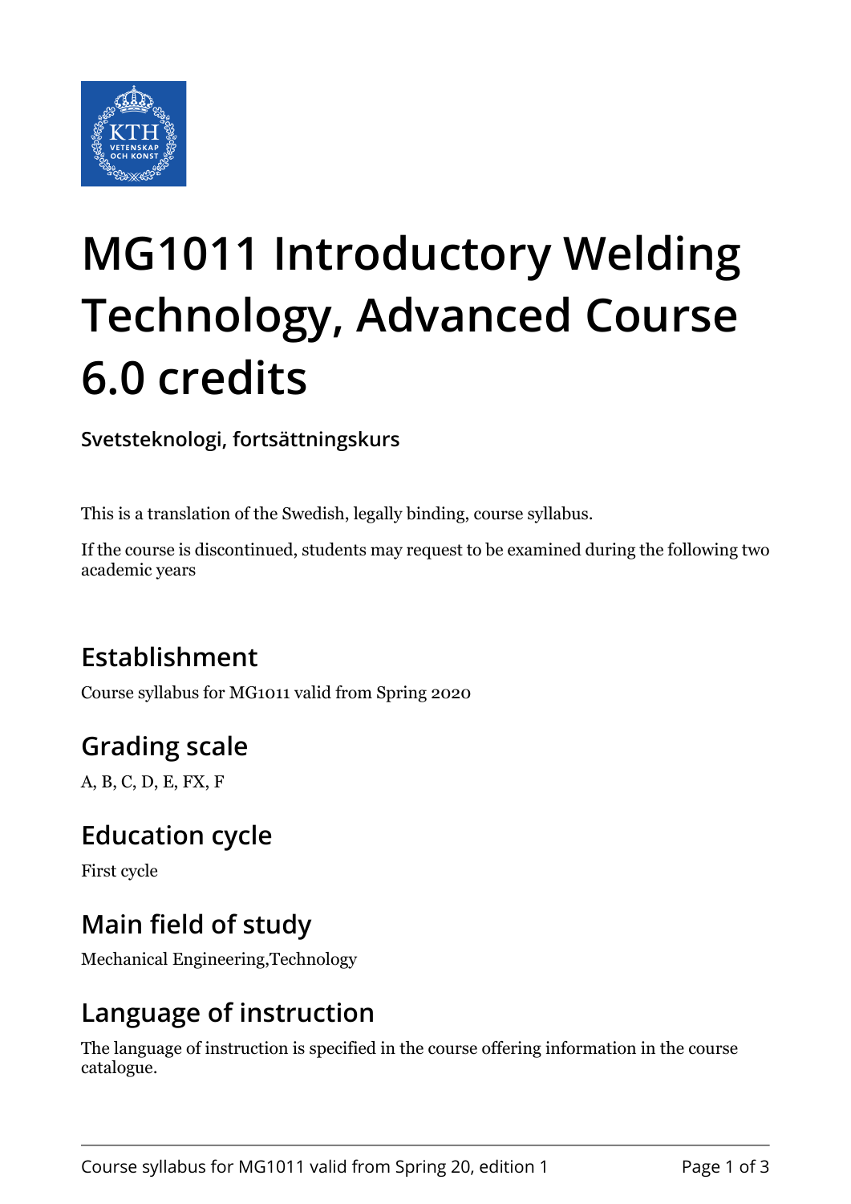# MG1011 Introductory Welding Technology, Advanced Course 6.0 credits

**Svetsteknologi, fortsättningskurs**

This is a translation of the Swedish, legally binding, course syllabus.

If the course is discontinued, students may request to be examined during the following two academic years

## Establishment

Course syllabus for MG1011 valid from Spring 2020

## Grading scale

A, B, C, D, E, FX, F

## Education cycle

First cycle

## Main field of study

Mechanical Engineering,Technology

## Language of instruction

The language of instruction is specified in the course offering information in the course catalogue.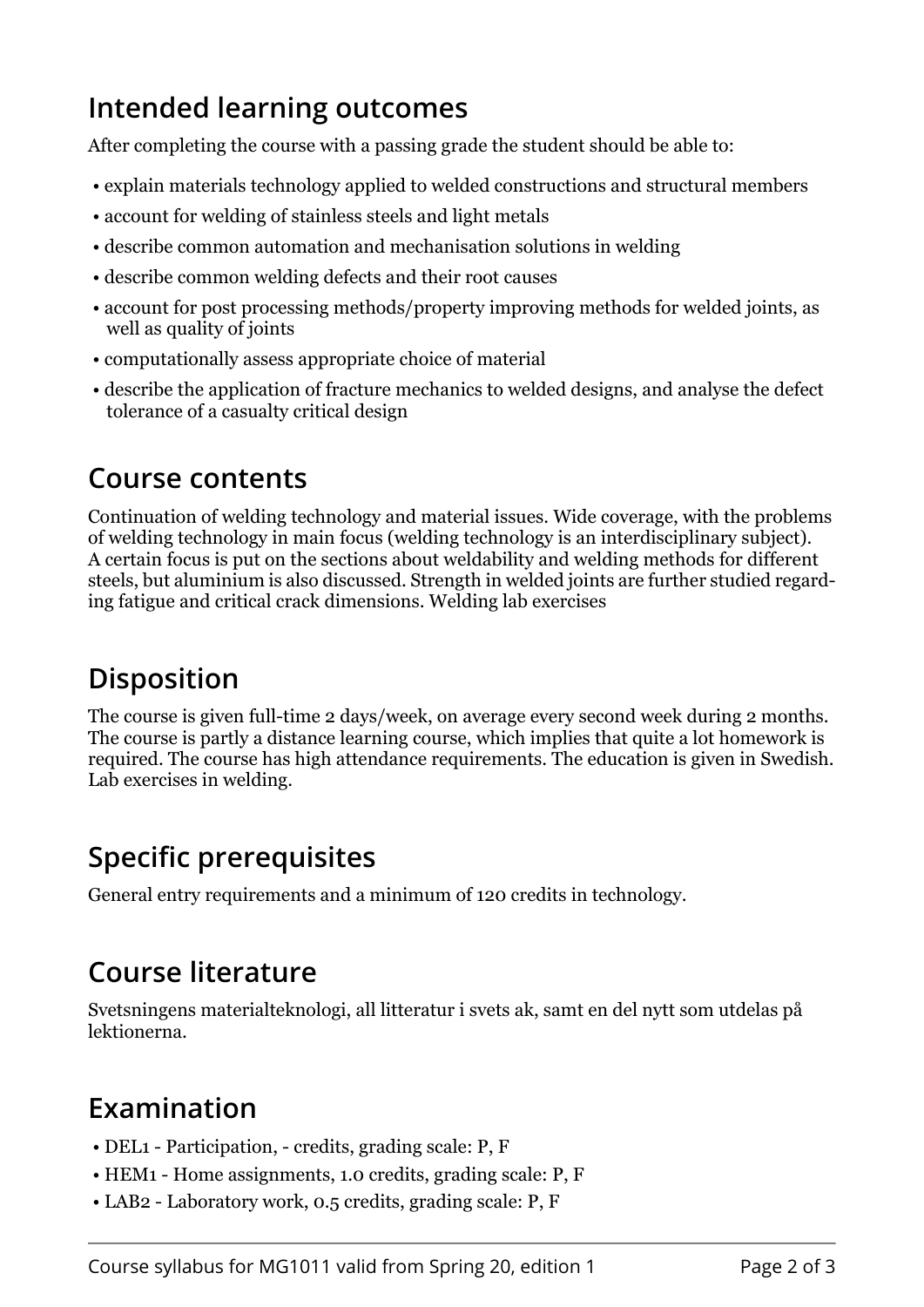## Intended learning outcomes

After completing the course with a passing grade the student should be able to:

- explain materials technology applied to welded constructions and structural members
- account for welding of stainless steels and light metals
- describe common automation and mechanisation solutions in welding
- describe common welding defects and their root causes
- account for post processing methods/property improving methods for welded joints, as well as quality of joints
- computationally assess appropriate choice of material
- describe the application of fracture mechanics to welded designs, and analyse the defect tolerance of a casualty critical design

## Course contents

Continuation of welding technology and material issues. Wide coverage, with the problems of welding technology in main focus (welding technology is an interdisciplinary subject). A certain focus is put on the sections about weldability and welding methods for different steels, but aluminium is also discussed. Strength in welded joints are further studied regarding fatigue and critical crack dimensions. Welding lab exercises

## Disposition

The course is given full-time 2 days/week, on average every second week during 2 months. The course is partly a distance learning course, which implies that quite a lot homework is required. The course has high attendance requirements. The education is given in Swedish. Lab exercises in welding.

## Specific prerequisites

General entry requirements and a minimum of 120 credits in technology.

## Course literature

Svetsningens materialteknologi, all litteratur i svets ak, samt en del nytt som utdelas på lektionerna.

## Examination

- DEL1 - Participation, - credits, grading scale: P, F
- HEM1 - Home assignments, 1.0 credits, grading scale: P, F
- LAB2 - Laboratory work, 0.5 credits, grading scale: P, F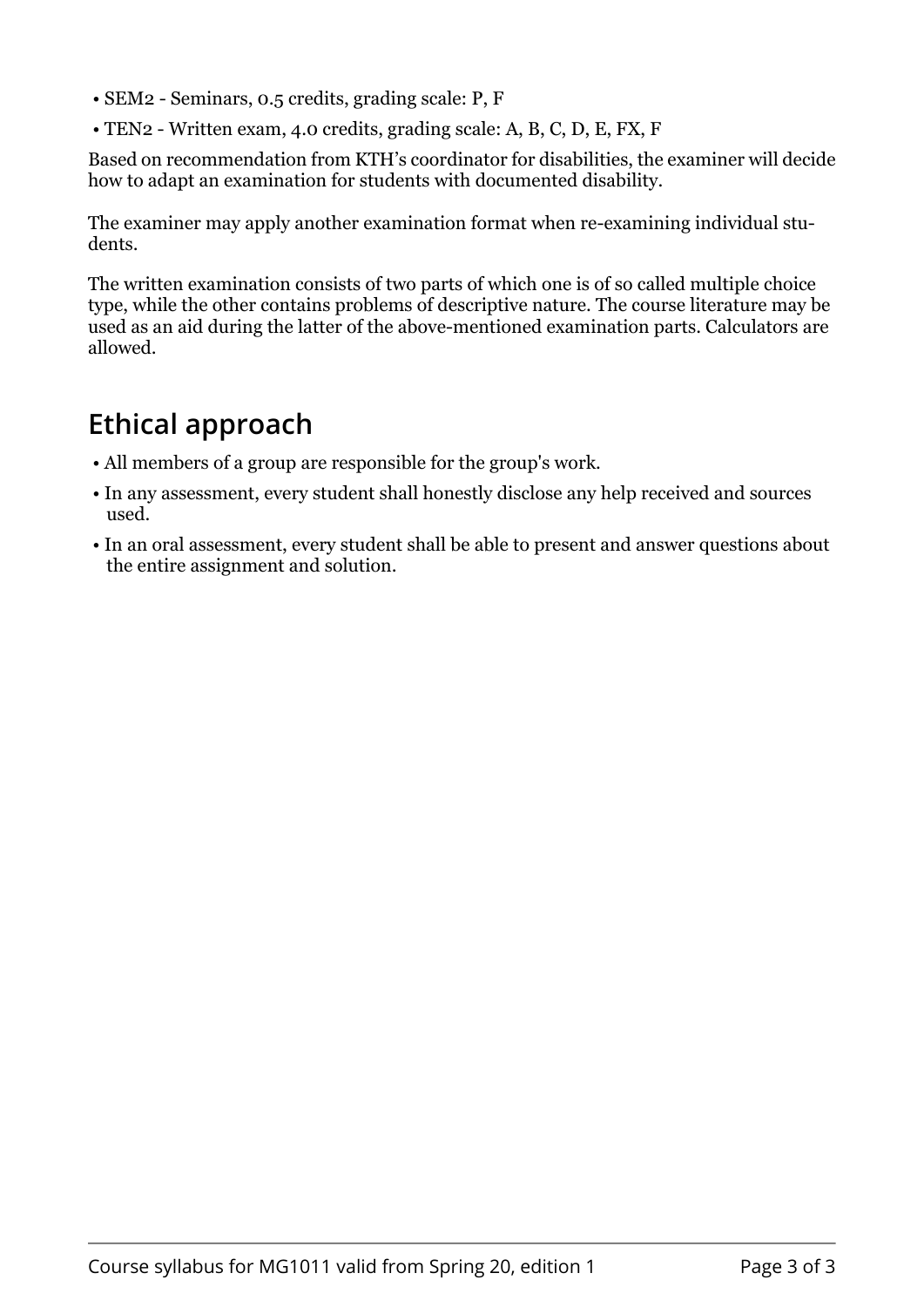- SEM2 - Seminars, 0.5 credits, grading scale: P, F
- TEN2 - Written exam, 4.0 credits, grading scale: A, B, C, D, E, FX, F

Based on recommendation from KTH's coordinator for disabilities, the examiner will decide how to adapt an examination for students with documented disability.

The examiner may apply another examination format when re-examining individual students.

The written examination consists of two parts of which one is of so called multiple choice type, while the other contains problems of descriptive nature. The course literature may be used as an aid during the latter of the above-mentioned examination parts. Calculators are allowed.

## Ethical approach

- All members of a group are responsible for the group's work.
- In any assessment, every student shall honestly disclose any help received and sources used.
- In an oral assessment, every student shall be able to present and answer questions about the entire assignment and solution.